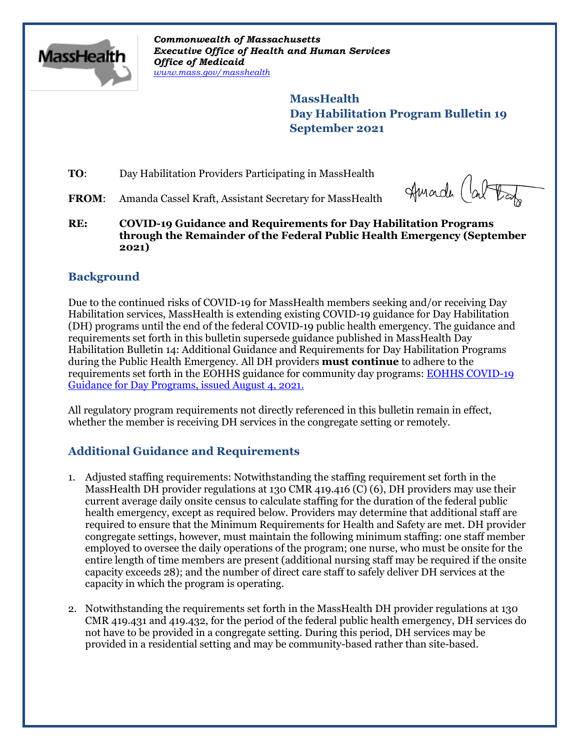*Commonwealth of Massachusetts*
***Executive Office of Health and Human Services***
***Office of Medicaid***
*www.mass.gov/masshealth*

# MassHealth
# Day Habilitation Program Bulletin 19
# September 2021

**TO**: Day Habilitation Providers Participating in MassHealth

**FROM**: Amanda Cassel Kraft, Assistant Secretary for MassHealth

**RE: COVID-19 Guidance and Requirements for Day Habilitation Programs through the Remainder of the Federal Public Health Emergency (September 2021)**

## Background

Due to the continued risks of COVID-19 for MassHealth members seeking and/or receiving Day Habilitation services, MassHealth is extending existing COVID-19 guidance for Day Habilitation (DH) programs until the end of the federal COVID-19 public health emergency. The guidance and requirements set forth in this bulletin supersede guidance published in MassHealth Day Habilitation Bulletin 14: Additional Guidance and Requirements for Day Habilitation Programs during the Public Health Emergency. All DH providers **must continue** to adhere to the requirements set forth in the EOHHS guidance for community day programs: EOHHS COVID-19 Guidance for Day Programs, issued August 4, 2021.

All regulatory program requirements not directly referenced in this bulletin remain in effect, whether the member is receiving DH services in the congregate setting or remotely.

## Additional Guidance and Requirements

1. Adjusted staffing requirements: Notwithstanding the staffing requirement set forth in the MassHealth DH provider regulations at 130 CMR 419.416 (C) (6), DH providers may use their current average daily onsite census to calculate staffing for the duration of the federal public health emergency, except as required below. Providers may determine that additional staff are required to ensure that the Minimum Requirements for Health and Safety are met. DH provider congregate settings, however, must maintain the following minimum staffing: one staff member employed to oversee the daily operations of the program; one nurse, who must be onsite for the entire length of time members are present (additional nursing staff may be required if the onsite capacity exceeds 28); and the number of direct care staff to safely deliver DH services at the capacity in which the program is operating.

2. Notwithstanding the requirements set forth in the MassHealth DH provider regulations at 130 CMR 419.431 and 419.432, for the period of the federal public health emergency, DH services do not have to be provided in a congregate setting. During this period, DH services may be provided in a residential setting and may be community-based rather than site-based.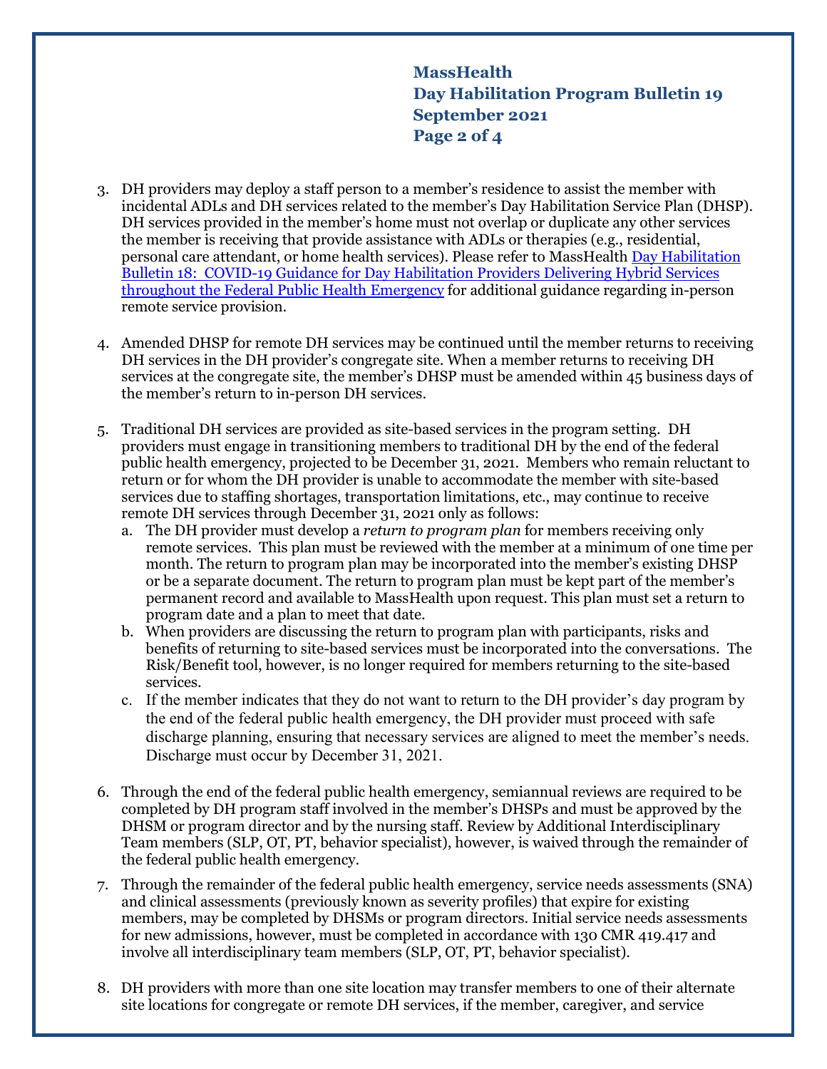3. DH providers may deploy a staff person to a member's residence to assist the member with incidental ADLs and DH services related to the member's Day Habilitation Service Plan (DHSP). DH services provided in the member's home must not overlap or duplicate any other services the member is receiving that provide assistance with ADLs or therapies (e.g., residential, personal care attendant, or home health services). Please refer to MassHealth [Day Habilitation Bulletin 18: COVID-19 Guidance for Day Habilitation Providers Delivering Hybrid Services throughout the Federal Public Health Emergency]() for additional guidance regarding in-person remote service provision.

4. Amended DHSP for remote DH services may be continued until the member returns to receiving DH services in the DH provider's congregate site. When a member returns to receiving DH services at the congregate site, the member's DHSP must be amended within 45 business days of the member's return to in-person DH services.

5. Traditional DH services are provided as site-based services in the program setting. DH providers must engage in transitioning members to traditional DH by the end of the federal public health emergency, projected to be December 31, 2021. Members who remain reluctant to return or for whom the DH provider is unable to accommodate the member with site-based services due to staffing shortages, transportation limitations, etc., may continue to receive remote DH services through December 31, 2021 only as follows:
   a. The DH provider must develop a *return to program plan* for members receiving only remote services. This plan must be reviewed with the member at a minimum of one time per month. The return to program plan may be incorporated into the member's existing DHSP or be a separate document. The return to program plan must be kept part of the member's permanent record and available to MassHealth upon request. This plan must set a return to program date and a plan to meet that date.
   b. When providers are discussing the return to program plan with participants, risks and benefits of returning to site-based services must be incorporated into the conversations. The Risk/Benefit tool, however, is no longer required for members returning to the site-based services.
   c. If the member indicates that they do not want to return to the DH provider's day program by the end of the federal public health emergency, the DH provider must proceed with safe discharge planning, ensuring that necessary services are aligned to meet the member's needs. Discharge must occur by December 31, 2021.

6. Through the end of the federal public health emergency, semiannual reviews are required to be completed by DH program staff involved in the member's DHSPs and must be approved by the DHSM or program director and by the nursing staff. Review by Additional Interdisciplinary Team members (SLP, OT, PT, behavior specialist), however, is waived through the remainder of the federal public health emergency.

7. Through the remainder of the federal public health emergency, service needs assessments (SNA) and clinical assessments (previously known as severity profiles) that expire for existing members, may be completed by DHSMs or program directors. Initial service needs assessments for new admissions, however, must be completed in accordance with 130 CMR 419.417 and involve all interdisciplinary team members (SLP, OT, PT, behavior specialist).

8. DH providers with more than one site location may transfer members to one of their alternate site locations for congregate or remote DH services, if the member, caregiver, and service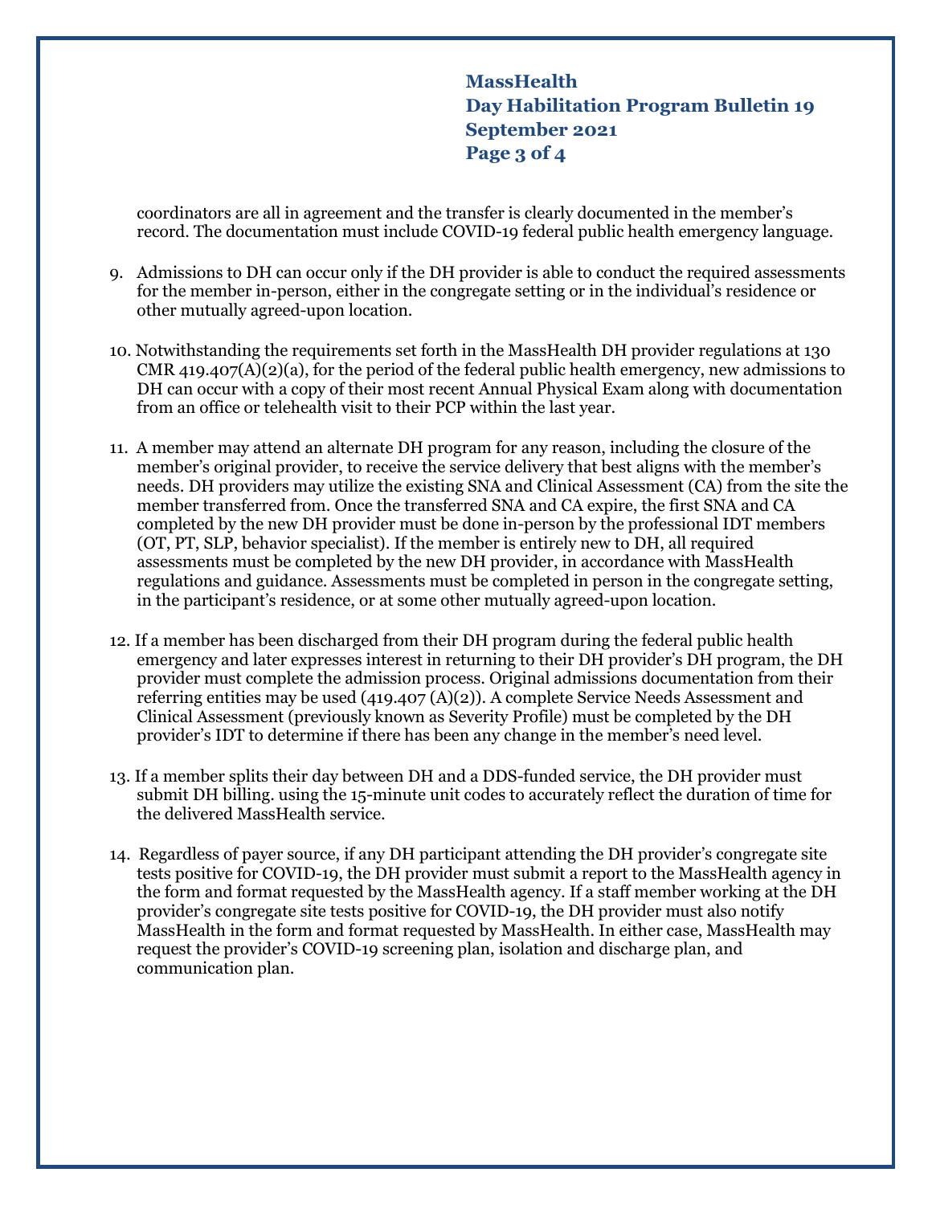coordinators are all in agreement and the transfer is clearly documented in the member's record. The documentation must include COVID-19 federal public health emergency language.

9. Admissions to DH can occur only if the DH provider is able to conduct the required assessments for the member in-person, either in the congregate setting or in the individual's residence or other mutually agreed-upon location.

10. Notwithstanding the requirements set forth in the MassHealth DH provider regulations at 130 CMR 419.407(A)(2)(a), for the period of the federal public health emergency, new admissions to DH can occur with a copy of their most recent Annual Physical Exam along with documentation from an office or telehealth visit to their PCP within the last year.

11. A member may attend an alternate DH program for any reason, including the closure of the member's original provider, to receive the service delivery that best aligns with the member's needs. DH providers may utilize the existing SNA and Clinical Assessment (CA) from the site the member transferred from. Once the transferred SNA and CA expire, the first SNA and CA completed by the new DH provider must be done in-person by the professional IDT members (OT, PT, SLP, behavior specialist). If the member is entirely new to DH, all required assessments must be completed by the new DH provider, in accordance with MassHealth regulations and guidance. Assessments must be completed in person in the congregate setting, in the participant's residence, or at some other mutually agreed-upon location.

12. If a member has been discharged from their DH program during the federal public health emergency and later expresses interest in returning to their DH provider's DH program, the DH provider must complete the admission process. Original admissions documentation from their referring entities may be used (419.407 (A)(2)). A complete Service Needs Assessment and Clinical Assessment (previously known as Severity Profile) must be completed by the DH provider's IDT to determine if there has been any change in the member's need level.

13. If a member splits their day between DH and a DDS-funded service, the DH provider must submit DH billing. using the 15-minute unit codes to accurately reflect the duration of time for the delivered MassHealth service.

14. Regardless of payer source, if any DH participant attending the DH provider's congregate site tests positive for COVID-19, the DH provider must submit a report to the MassHealth agency in the form and format requested by the MassHealth agency. If a staff member working at the DH provider's congregate site tests positive for COVID-19, the DH provider must also notify MassHealth in the form and format requested by MassHealth. In either case, MassHealth may request the provider's COVID-19 screening plan, isolation and discharge plan, and communication plan.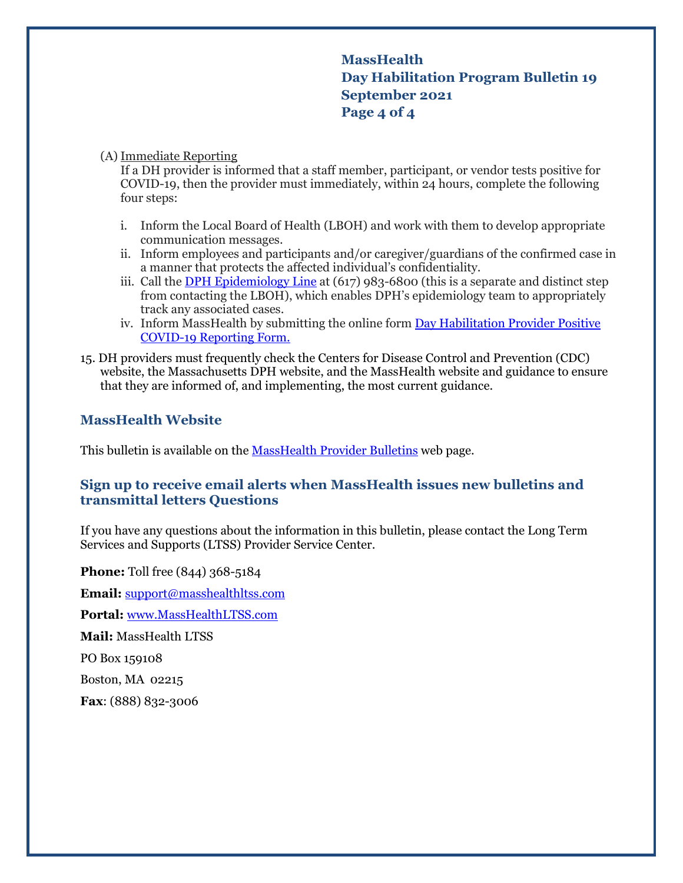(A) Immediate Reporting

If a DH provider is informed that a staff member, participant, or vendor tests positive for COVID-19, then the provider must immediately, within 24 hours, complete the following four steps:

i. Inform the Local Board of Health (LBOH) and work with them to develop appropriate communication messages.
ii. Inform employees and participants and/or caregiver/guardians of the confirmed case in a manner that protects the affected individual's confidentiality.
iii. Call the DPH Epidemiology Line at (617) 983-6800 (this is a separate and distinct step from contacting the LBOH), which enables DPH's epidemiology team to appropriately track any associated cases.
iv. Inform MassHealth by submitting the online form Day Habilitation Provider Positive COVID-19 Reporting Form.

15. DH providers must frequently check the Centers for Disease Control and Prevention (CDC) website, the Massachusetts DPH website, and the MassHealth website and guidance to ensure that they are informed of, and implementing, the most current guidance.

## MassHealth Website

This bulletin is available on the MassHealth Provider Bulletins web page.

## Sign up to receive email alerts when MassHealth issues new bulletins and transmittal letters Questions

If you have any questions about the information in this bulletin, please contact the Long Term Services and Supports (LTSS) Provider Service Center.

**Phone:** Toll free (844) 368-5184

**Email:** support@masshealthltss.com

**Portal:** www.MassHealthLTSS.com

**Mail:** MassHealth LTSS

PO Box 159108

Boston, MA 02215

**Fax**: (888) 832-3006